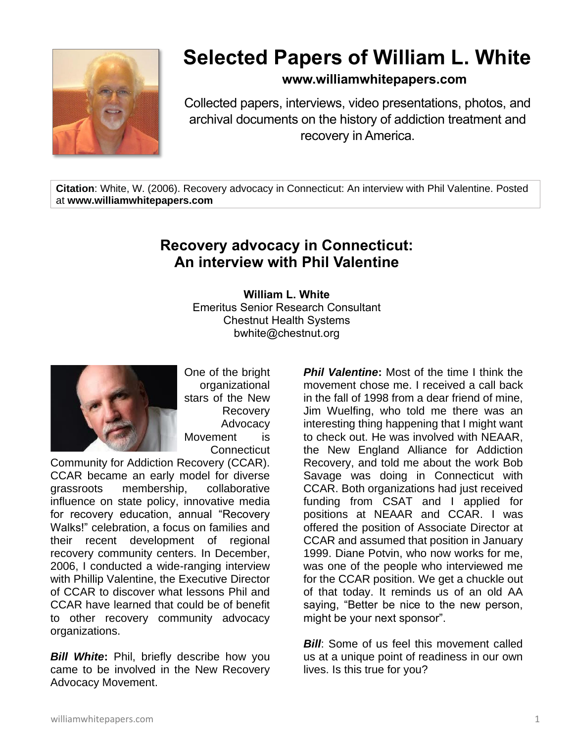# Selected Papers of William L. White

**www.williamwhitepapers.com**

Collected papers, interviews, video presentations, photos, and archival documents on the history of addiction treatment and recovery in America.

**Citation**: White, W. (2006). Recovery advocacy in Connecticut: An interview with Phil Valentine. Posted at **www.williamwhitepapers.com**

## Recovery advocacy in Connecticut: An interview with Phil Valentine

**William L. White**
Emeritus Senior Research Consultant
Chestnut Health Systems
bwhite@chestnut.org

One of the bright organizational stars of the New Recovery Advocacy Movement is Connecticut Community for Addiction Recovery (CCAR). CCAR became an early model for diverse grassroots membership, collaborative influence on state policy, innovative media for recovery education, annual "Recovery Walks!" celebration, a focus on families and their recent development of regional recovery community centers. In December, 2006, I conducted a wide-ranging interview with Phillip Valentine, the Executive Director of CCAR to discover what lessons Phil and CCAR have learned that could be of benefit to other recovery community advocacy organizations.

***Bill White*:** Phil, briefly describe how you came to be involved in the New Recovery Advocacy Movement.

***Phil Valentine*:** Most of the time I think the movement chose me. I received a call back in the fall of 1998 from a dear friend of mine, Jim Wuelfing, who told me there was an interesting thing happening that I might want to check out. He was involved with NEAAR, the New England Alliance for Addiction Recovery, and told me about the work Bob Savage was doing in Connecticut with CCAR. Both organizations had just received funding from CSAT and I applied for positions at NEAAR and CCAR. I was offered the position of Associate Director at CCAR and assumed that position in January 1999. Diane Potvin, who now works for me, was one of the people who interviewed me for the CCAR position. We get a chuckle out of that today. It reminds us of an old AA saying, "Better be nice to the new person, might be your next sponsor".

***Bill***: Some of us feel this movement called us at a unique point of readiness in our own lives. Is this true for you?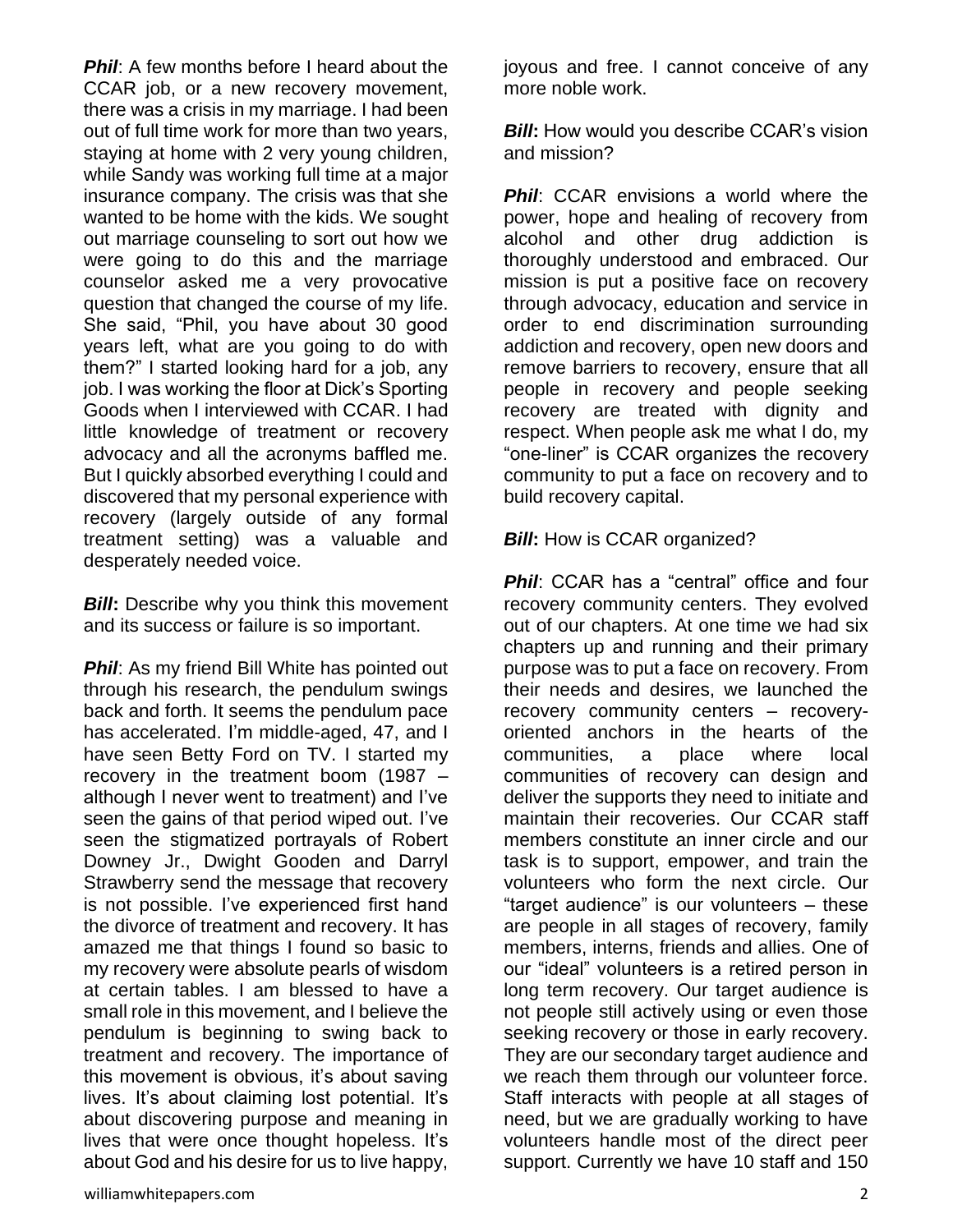***Phil***: A few months before I heard about the CCAR job, or a new recovery movement, there was a crisis in my marriage. I had been out of full time work for more than two years, staying at home with 2 very young children, while Sandy was working full time at a major insurance company. The crisis was that she wanted to be home with the kids. We sought out marriage counseling to sort out how we were going to do this and the marriage counselor asked me a very provocative question that changed the course of my life. She said, "Phil, you have about 30 good years left, what are you going to do with them?" I started looking hard for a job, any job. I was working the floor at Dick's Sporting Goods when I interviewed with CCAR. I had little knowledge of treatment or recovery advocacy and all the acronyms baffled me. But I quickly absorbed everything I could and discovered that my personal experience with recovery (largely outside of any formal treatment setting) was a valuable and desperately needed voice.

***Bill*****:** Describe why you think this movement and its success or failure is so important.

***Phil***: As my friend Bill White has pointed out through his research, the pendulum swings back and forth. It seems the pendulum pace has accelerated. I'm middle-aged, 47, and I have seen Betty Ford on TV. I started my recovery in the treatment boom (1987 – although I never went to treatment) and I've seen the gains of that period wiped out. I've seen the stigmatized portrayals of Robert Downey Jr., Dwight Gooden and Darryl Strawberry send the message that recovery is not possible. I've experienced first hand the divorce of treatment and recovery. It has amazed me that things I found so basic to my recovery were absolute pearls of wisdom at certain tables. I am blessed to have a small role in this movement, and I believe the pendulum is beginning to swing back to treatment and recovery. The importance of this movement is obvious, it's about saving lives. It's about claiming lost potential. It's about discovering purpose and meaning in lives that were once thought hopeless. It's about God and his desire for us to live happy, joyous and free. I cannot conceive of any more noble work.

***Bill*****:** How would you describe CCAR's vision and mission?

***Phil***: CCAR envisions a world where the power, hope and healing of recovery from alcohol and other drug addiction is thoroughly understood and embraced. Our mission is put a positive face on recovery through advocacy, education and service in order to end discrimination surrounding addiction and recovery, open new doors and remove barriers to recovery, ensure that all people in recovery and people seeking recovery are treated with dignity and respect. When people ask me what I do, my "one-liner" is CCAR organizes the recovery community to put a face on recovery and to build recovery capital.

***Bill*****:** How is CCAR organized?

***Phil***: CCAR has a "central" office and four recovery community centers. They evolved out of our chapters. At one time we had six chapters up and running and their primary purpose was to put a face on recovery. From their needs and desires, we launched the recovery community centers – recovery-oriented anchors in the hearts of the communities, a place where local communities of recovery can design and deliver the supports they need to initiate and maintain their recoveries. Our CCAR staff members constitute an inner circle and our task is to support, empower, and train the volunteers who form the next circle. Our "target audience" is our volunteers – these are people in all stages of recovery, family members, interns, friends and allies. One of our "ideal" volunteers is a retired person in long term recovery. Our target audience is not people still actively using or even those seeking recovery or those in early recovery. They are our secondary target audience and we reach them through our volunteer force. Staff interacts with people at all stages of need, but we are gradually working to have volunteers handle most of the direct peer support. Currently we have 10 staff and 150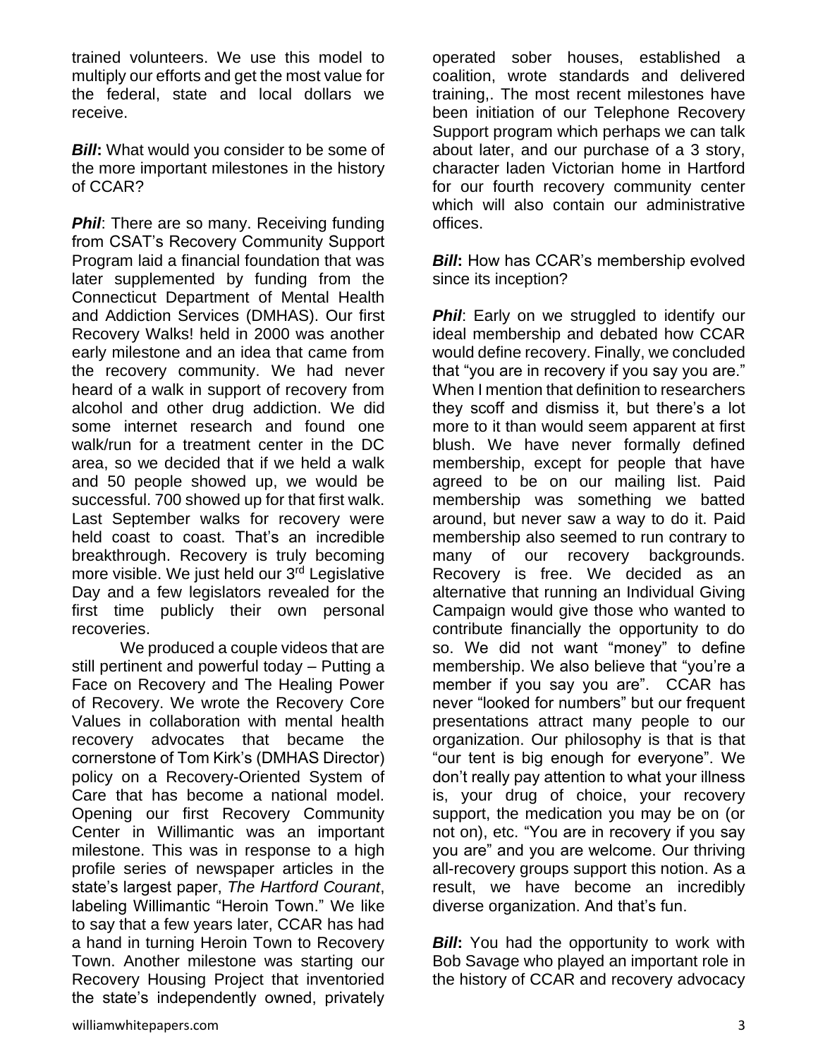trained volunteers. We use this model to multiply our efforts and get the most value for the federal, state and local dollars we receive.

***Bill*****:** What would you consider to be some of the more important milestones in the history of CCAR?

***Phil***: There are so many. Receiving funding from CSAT's Recovery Community Support Program laid a financial foundation that was later supplemented by funding from the Connecticut Department of Mental Health and Addiction Services (DMHAS). Our first Recovery Walks! held in 2000 was another early milestone and an idea that came from the recovery community. We had never heard of a walk in support of recovery from alcohol and other drug addiction. We did some internet research and found one walk/run for a treatment center in the DC area, so we decided that if we held a walk and 50 people showed up, we would be successful. 700 showed up for that first walk. Last September walks for recovery were held coast to coast. That's an incredible breakthrough. Recovery is truly becoming more visible. We just held our 3rd Legislative Day and a few legislators revealed for the first time publicly their own personal recoveries.

We produced a couple videos that are still pertinent and powerful today – Putting a Face on Recovery and The Healing Power of Recovery. We wrote the Recovery Core Values in collaboration with mental health recovery advocates that became the cornerstone of Tom Kirk's (DMHAS Director) policy on a Recovery-Oriented System of Care that has become a national model. Opening our first Recovery Community Center in Willimantic was an important milestone. This was in response to a high profile series of newspaper articles in the state's largest paper, *The Hartford Courant*, labeling Willimantic "Heroin Town." We like to say that a few years later, CCAR has had a hand in turning Heroin Town to Recovery Town. Another milestone was starting our Recovery Housing Project that inventoried the state's independently owned, privately operated sober houses, established a coalition, wrote standards and delivered training,. The most recent milestones have been initiation of our Telephone Recovery Support program which perhaps we can talk about later, and our purchase of a 3 story, character laden Victorian home in Hartford for our fourth recovery community center which will also contain our administrative offices.

***Bill*****:** How has CCAR's membership evolved since its inception?

***Phil***: Early on we struggled to identify our ideal membership and debated how CCAR would define recovery. Finally, we concluded that "you are in recovery if you say you are." When I mention that definition to researchers they scoff and dismiss it, but there's a lot more to it than would seem apparent at first blush. We have never formally defined membership, except for people that have agreed to be on our mailing list. Paid membership was something we batted around, but never saw a way to do it. Paid membership also seemed to run contrary to many of our recovery backgrounds. Recovery is free. We decided as an alternative that running an Individual Giving Campaign would give those who wanted to contribute financially the opportunity to do so. We did not want "money" to define membership. We also believe that "you're a member if you say you are". CCAR has never "looked for numbers" but our frequent presentations attract many people to our organization. Our philosophy is that is that "our tent is big enough for everyone". We don't really pay attention to what your illness is, your drug of choice, your recovery support, the medication you may be on (or not on), etc. "You are in recovery if you say you are" and you are welcome. Our thriving all-recovery groups support this notion. As a result, we have become an incredibly diverse organization. And that's fun.

***Bill*****:** You had the opportunity to work with Bob Savage who played an important role in the history of CCAR and recovery advocacy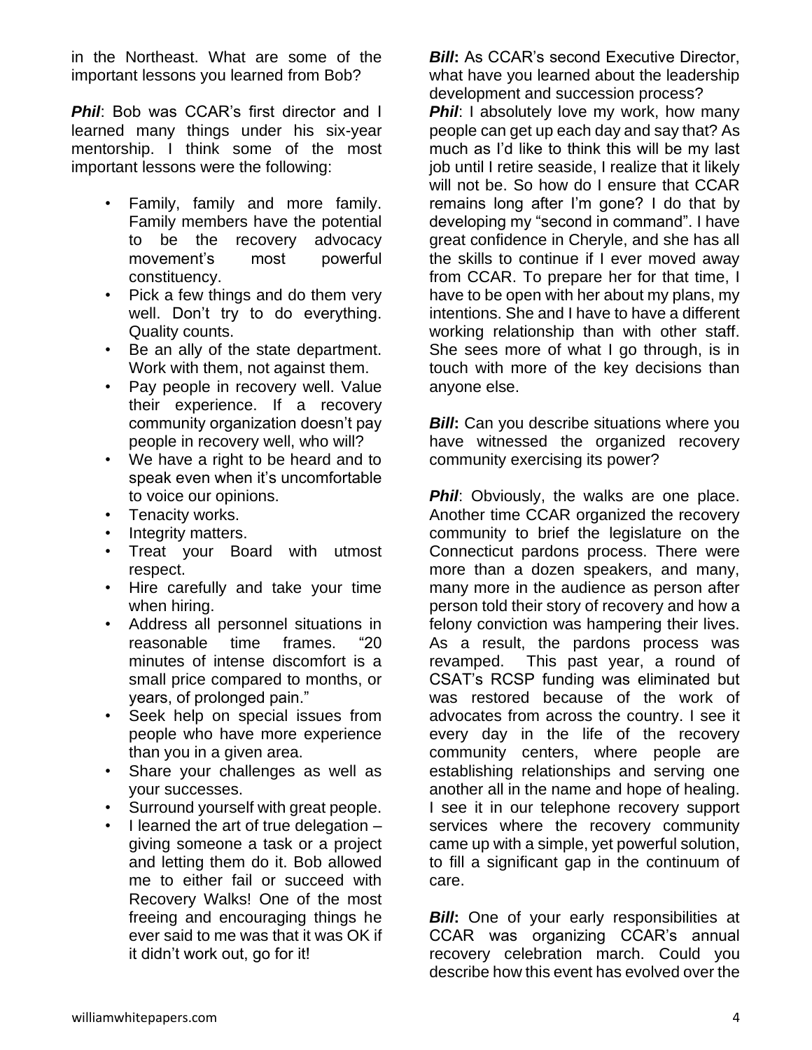in the Northeast. What are some of the important lessons you learned from Bob?

***Phil***: Bob was CCAR's first director and I learned many things under his six-year mentorship. I think some of the most important lessons were the following:

- Family, family and more family. Family members have the potential to be the recovery advocacy movement's most powerful constituency.
- Pick a few things and do them very well. Don't try to do everything. Quality counts.
- Be an ally of the state department. Work with them, not against them.
- Pay people in recovery well. Value their experience. If a recovery community organization doesn't pay people in recovery well, who will?
- We have a right to be heard and to speak even when it's uncomfortable to voice our opinions.
- Tenacity works.
- Integrity matters.
- Treat your Board with utmost respect.
- Hire carefully and take your time when hiring.
- Address all personnel situations in reasonable time frames. "20 minutes of intense discomfort is a small price compared to months, or years, of prolonged pain."
- Seek help on special issues from people who have more experience than you in a given area.
- Share your challenges as well as your successes.
- Surround yourself with great people.
- I learned the art of true delegation – giving someone a task or a project and letting them do it. Bob allowed me to either fail or succeed with Recovery Walks! One of the most freeing and encouraging things he ever said to me was that it was OK if it didn't work out, go for it!

***Bill*:** As CCAR's second Executive Director, what have you learned about the leadership development and succession process?

***Phil***: I absolutely love my work, how many people can get up each day and say that? As much as I'd like to think this will be my last job until I retire seaside, I realize that it likely will not be. So how do I ensure that CCAR remains long after I'm gone? I do that by developing my "second in command". I have great confidence in Cheryle, and she has all the skills to continue if I ever moved away from CCAR. To prepare her for that time, I have to be open with her about my plans, my intentions. She and I have to have a different working relationship than with other staff. She sees more of what I go through, is in touch with more of the key decisions than anyone else.

***Bill*:** Can you describe situations where you have witnessed the organized recovery community exercising its power?

***Phil***: Obviously, the walks are one place. Another time CCAR organized the recovery community to brief the legislature on the Connecticut pardons process. There were more than a dozen speakers, and many, many more in the audience as person after person told their story of recovery and how a felony conviction was hampering their lives. As a result, the pardons process was revamped. This past year, a round of CSAT's RCSP funding was eliminated but was restored because of the work of advocates from across the country. I see it every day in the life of the recovery community centers, where people are establishing relationships and serving one another all in the name and hope of healing. I see it in our telephone recovery support services where the recovery community came up with a simple, yet powerful solution, to fill a significant gap in the continuum of care.

***Bill*:** One of your early responsibilities at CCAR was organizing CCAR's annual recovery celebration march. Could you describe how this event has evolved over the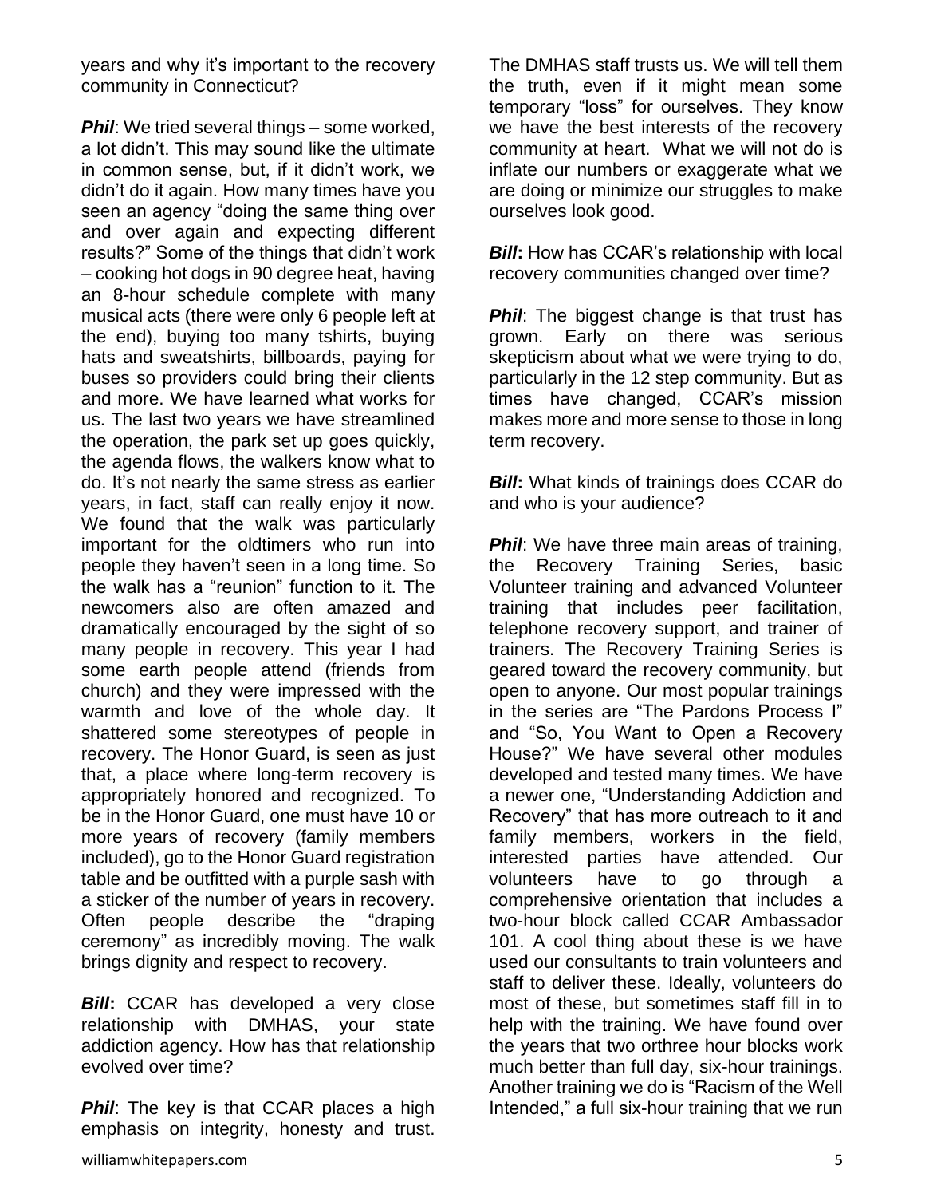years and why it's important to the recovery community in Connecticut?

***Phil***: We tried several things – some worked, a lot didn't. This may sound like the ultimate in common sense, but, if it didn't work, we didn't do it again. How many times have you seen an agency "doing the same thing over and over again and expecting different results?" Some of the things that didn't work – cooking hot dogs in 90 degree heat, having an 8-hour schedule complete with many musical acts (there were only 6 people left at the end), buying too many tshirts, buying hats and sweatshirts, billboards, paying for buses so providers could bring their clients and more. We have learned what works for us. The last two years we have streamlined the operation, the park set up goes quickly, the agenda flows, the walkers know what to do. It's not nearly the same stress as earlier years, in fact, staff can really enjoy it now. We found that the walk was particularly important for the oldtimers who run into people they haven't seen in a long time. So the walk has a "reunion" function to it. The newcomers also are often amazed and dramatically encouraged by the sight of so many people in recovery. This year I had some earth people attend (friends from church) and they were impressed with the warmth and love of the whole day. It shattered some stereotypes of people in recovery. The Honor Guard, is seen as just that, a place where long-term recovery is appropriately honored and recognized. To be in the Honor Guard, one must have 10 or more years of recovery (family members included), go to the Honor Guard registration table and be outfitted with a purple sash with a sticker of the number of years in recovery. Often people describe the "draping ceremony" as incredibly moving. The walk brings dignity and respect to recovery.

***Bill*:** CCAR has developed a very close relationship with DMHAS, your state addiction agency. How has that relationship evolved over time?

***Phil***: The key is that CCAR places a high emphasis on integrity, honesty and trust. The DMHAS staff trusts us. We will tell them the truth, even if it might mean some temporary "loss" for ourselves. They know we have the best interests of the recovery community at heart. What we will not do is inflate our numbers or exaggerate what we are doing or minimize our struggles to make ourselves look good.

***Bill*:** How has CCAR's relationship with local recovery communities changed over time?

***Phil***: The biggest change is that trust has grown. Early on there was serious skepticism about what we were trying to do, particularly in the 12 step community. But as times have changed, CCAR's mission makes more and more sense to those in long term recovery.

***Bill*:** What kinds of trainings does CCAR do and who is your audience?

***Phil***: We have three main areas of training, the Recovery Training Series, basic Volunteer training and advanced Volunteer training that includes peer facilitation, telephone recovery support, and trainer of trainers. The Recovery Training Series is geared toward the recovery community, but open to anyone. Our most popular trainings in the series are "The Pardons Process I" and "So, You Want to Open a Recovery House?" We have several other modules developed and tested many times. We have a newer one, "Understanding Addiction and Recovery" that has more outreach to it and family members, workers in the field, interested parties have attended. Our volunteers have to go through a comprehensive orientation that includes a two-hour block called CCAR Ambassador 101. A cool thing about these is we have used our consultants to train volunteers and staff to deliver these. Ideally, volunteers do most of these, but sometimes staff fill in to help with the training. We have found over the years that two orthree hour blocks work much better than full day, six-hour trainings. Another training we do is "Racism of the Well Intended," a full six-hour training that we run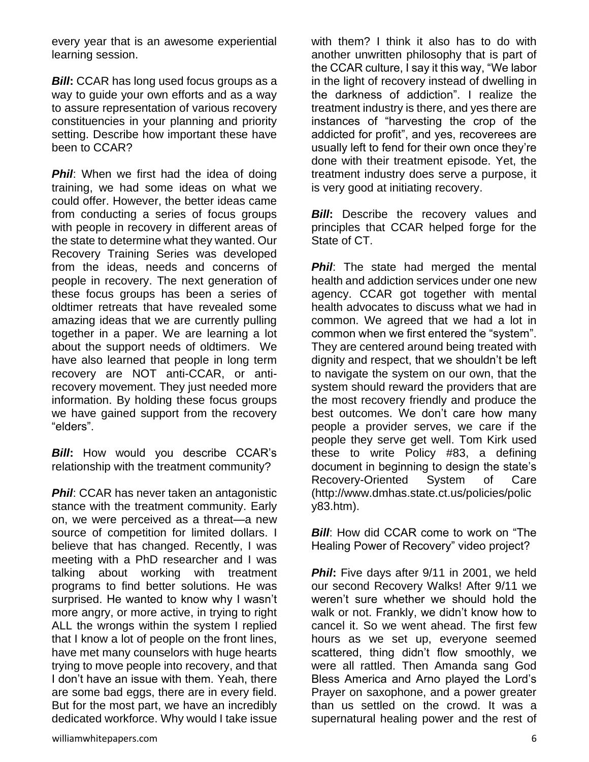every year that is an awesome experiential learning session.

***Bill*:** CCAR has long used focus groups as a way to guide your own efforts and as a way to assure representation of various recovery constituencies in your planning and priority setting. Describe how important these have been to CCAR?

***Phil*:** When we first had the idea of doing training, we had some ideas on what we could offer. However, the better ideas came from conducting a series of focus groups with people in recovery in different areas of the state to determine what they wanted. Our Recovery Training Series was developed from the ideas, needs and concerns of people in recovery. The next generation of these focus groups has been a series of oldtimer retreats that have revealed some amazing ideas that we are currently pulling together in a paper. We are learning a lot about the support needs of oldtimers. We have also learned that people in long term recovery are NOT anti-CCAR, or anti-recovery movement. They just needed more information. By holding these focus groups we have gained support from the recovery "elders".

***Bill*:** How would you describe CCAR's relationship with the treatment community?

***Phil*:** CCAR has never taken an antagonistic stance with the treatment community. Early on, we were perceived as a threat—a new source of competition for limited dollars. I believe that has changed. Recently, I was meeting with a PhD researcher and I was talking about working with treatment programs to find better solutions. He was surprised. He wanted to know why I wasn't more angry, or more active, in trying to right ALL the wrongs within the system I replied that I know a lot of people on the front lines, have met many counselors with huge hearts trying to move people into recovery, and that I don't have an issue with them. Yeah, there are some bad eggs, there are in every field. But for the most part, we have an incredibly dedicated workforce. Why would I take issue with them? I think it also has to do with another unwritten philosophy that is part of the CCAR culture, I say it this way, "We labor in the light of recovery instead of dwelling in the darkness of addiction". I realize the treatment industry is there, and yes there are instances of "harvesting the crop of the addicted for profit", and yes, recoverees are usually left to fend for their own once they're done with their treatment episode. Yet, the treatment industry does serve a purpose, it is very good at initiating recovery.

***Bill*:** Describe the recovery values and principles that CCAR helped forge for the State of CT.

***Phil*:** The state had merged the mental health and addiction services under one new agency. CCAR got together with mental health advocates to discuss what we had in common. We agreed that we had a lot in common when we first entered the "system". They are centered around being treated with dignity and respect, that we shouldn't be left to navigate the system on our own, that the system should reward the providers that are the most recovery friendly and produce the best outcomes. We don't care how many people a provider serves, we care if the people they serve get well. Tom Kirk used these to write Policy #83, a defining document in beginning to design the state's Recovery-Oriented System of Care (http://www.dmhas.state.ct.us/policies/policy83.htm).

***Bill*:** How did CCAR come to work on "The Healing Power of Recovery" video project?

***Phil*:** Five days after 9/11 in 2001, we held our second Recovery Walks! After 9/11 we weren't sure whether we should hold the walk or not. Frankly, we didn't know how to cancel it. So we went ahead. The first few hours as we set up, everyone seemed scattered, thing didn't flow smoothly, we were all rattled. Then Amanda sang God Bless America and Arno played the Lord's Prayer on saxophone, and a power greater than us settled on the crowd. It was a supernatural healing power and the rest of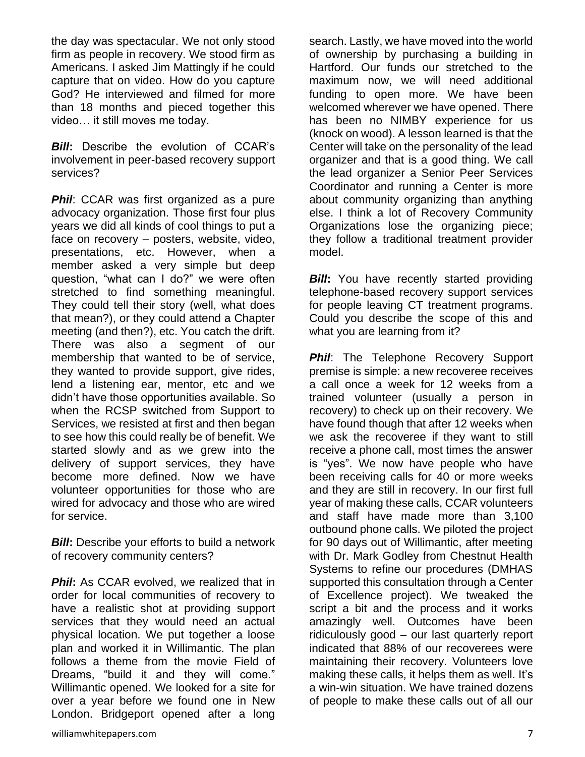the day was spectacular. We not only stood firm as people in recovery. We stood firm as Americans. I asked Jim Mattingly if he could capture that on video. How do you capture God? He interviewed and filmed for more than 18 months and pieced together this video… it still moves me today.

***Bill*:** Describe the evolution of CCAR's involvement in peer-based recovery support services?

***Phil***: CCAR was first organized as a pure advocacy organization. Those first four plus years we did all kinds of cool things to put a face on recovery – posters, website, video, presentations, etc. However, when a member asked a very simple but deep question, "what can I do?" we were often stretched to find something meaningful. They could tell their story (well, what does that mean?), or they could attend a Chapter meeting (and then?), etc. You catch the drift. There was also a segment of our membership that wanted to be of service, they wanted to provide support, give rides, lend a listening ear, mentor, etc and we didn't have those opportunities available. So when the RCSP switched from Support to Services, we resisted at first and then began to see how this could really be of benefit. We started slowly and as we grew into the delivery of support services, they have become more defined. Now we have volunteer opportunities for those who are wired for advocacy and those who are wired for service.

***Bill*:** Describe your efforts to build a network of recovery community centers?

***Phil*:** As CCAR evolved, we realized that in order for local communities of recovery to have a realistic shot at providing support services that they would need an actual physical location. We put together a loose plan and worked it in Willimantic. The plan follows a theme from the movie Field of Dreams, "build it and they will come." Willimantic opened. We looked for a site for over a year before we found one in New London. Bridgeport opened after a long search. Lastly, we have moved into the world of ownership by purchasing a building in Hartford. Our funds our stretched to the maximum now, we will need additional funding to open more. We have been welcomed wherever we have opened. There has been no NIMBY experience for us (knock on wood). A lesson learned is that the Center will take on the personality of the lead organizer and that is a good thing. We call the lead organizer a Senior Peer Services Coordinator and running a Center is more about community organizing than anything else. I think a lot of Recovery Community Organizations lose the organizing piece; they follow a traditional treatment provider model.

***Bill*:** You have recently started providing telephone-based recovery support services for people leaving CT treatment programs. Could you describe the scope of this and what you are learning from it?

***Phil***: The Telephone Recovery Support premise is simple: a new recoveree receives a call once a week for 12 weeks from a trained volunteer (usually a person in recovery) to check up on their recovery. We have found though that after 12 weeks when we ask the recoveree if they want to still receive a phone call, most times the answer is "yes". We now have people who have been receiving calls for 40 or more weeks and they are still in recovery. In our first full year of making these calls, CCAR volunteers and staff have made more than 3,100 outbound phone calls. We piloted the project for 90 days out of Willimantic, after meeting with Dr. Mark Godley from Chestnut Health Systems to refine our procedures (DMHAS supported this consultation through a Center of Excellence project). We tweaked the script a bit and the process and it works amazingly well. Outcomes have been ridiculously good – our last quarterly report indicated that 88% of our recoverees were maintaining their recovery. Volunteers love making these calls, it helps them as well. It's a win-win situation. We have trained dozens of people to make these calls out of all our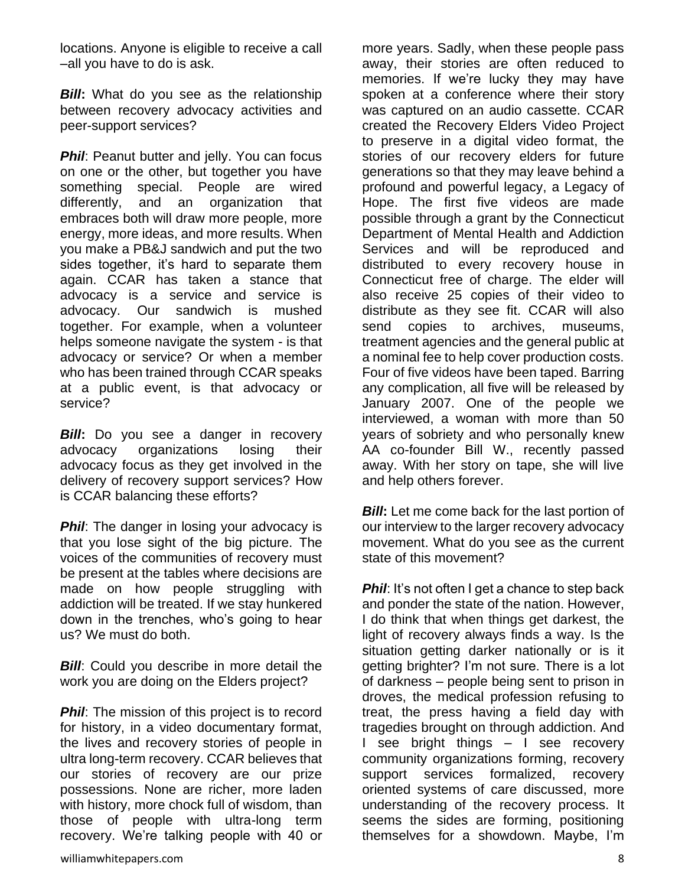locations. Anyone is eligible to receive a call –all you have to do is ask.

***Bill*:** What do you see as the relationship between recovery advocacy activities and peer-support services?

***Phil***: Peanut butter and jelly. You can focus on one or the other, but together you have something special. People are wired differently, and an organization that embraces both will draw more people, more energy, more ideas, and more results. When you make a PB&J sandwich and put the two sides together, it's hard to separate them again. CCAR has taken a stance that advocacy is a service and service is advocacy. Our sandwich is mushed together. For example, when a volunteer helps someone navigate the system - is that advocacy or service? Or when a member who has been trained through CCAR speaks at a public event, is that advocacy or service?

***Bill*:** Do you see a danger in recovery advocacy organizations losing their advocacy focus as they get involved in the delivery of recovery support services? How is CCAR balancing these efforts?

***Phil***: The danger in losing your advocacy is that you lose sight of the big picture. The voices of the communities of recovery must be present at the tables where decisions are made on how people struggling with addiction will be treated. If we stay hunkered down in the trenches, who's going to hear us? We must do both.

***Bill***: Could you describe in more detail the work you are doing on the Elders project?

***Phil***: The mission of this project is to record for history, in a video documentary format, the lives and recovery stories of people in ultra long-term recovery. CCAR believes that our stories of recovery are our prize possessions. None are richer, more laden with history, more chock full of wisdom, than those of people with ultra-long term recovery. We're talking people with 40 or more years. Sadly, when these people pass away, their stories are often reduced to memories. If we're lucky they may have spoken at a conference where their story was captured on an audio cassette. CCAR created the Recovery Elders Video Project to preserve in a digital video format, the stories of our recovery elders for future generations so that they may leave behind a profound and powerful legacy, a Legacy of Hope. The first five videos are made possible through a grant by the Connecticut Department of Mental Health and Addiction Services and will be reproduced and distributed to every recovery house in Connecticut free of charge. The elder will also receive 25 copies of their video to distribute as they see fit. CCAR will also send copies to archives, museums, treatment agencies and the general public at a nominal fee to help cover production costs. Four of five videos have been taped. Barring any complication, all five will be released by January 2007. One of the people we interviewed, a woman with more than 50 years of sobriety and who personally knew AA co-founder Bill W., recently passed away. With her story on tape, she will live and help others forever.

***Bill*:** Let me come back for the last portion of our interview to the larger recovery advocacy movement. What do you see as the current state of this movement?

***Phil***: It's not often I get a chance to step back and ponder the state of the nation. However, I do think that when things get darkest, the light of recovery always finds a way. Is the situation getting darker nationally or is it getting brighter? I'm not sure. There is a lot of darkness – people being sent to prison in droves, the medical profession refusing to treat, the press having a field day with tragedies brought on through addiction. And I see bright things – I see recovery community organizations forming, recovery support services formalized, recovery oriented systems of care discussed, more understanding of the recovery process. It seems the sides are forming, positioning themselves for a showdown. Maybe, I'm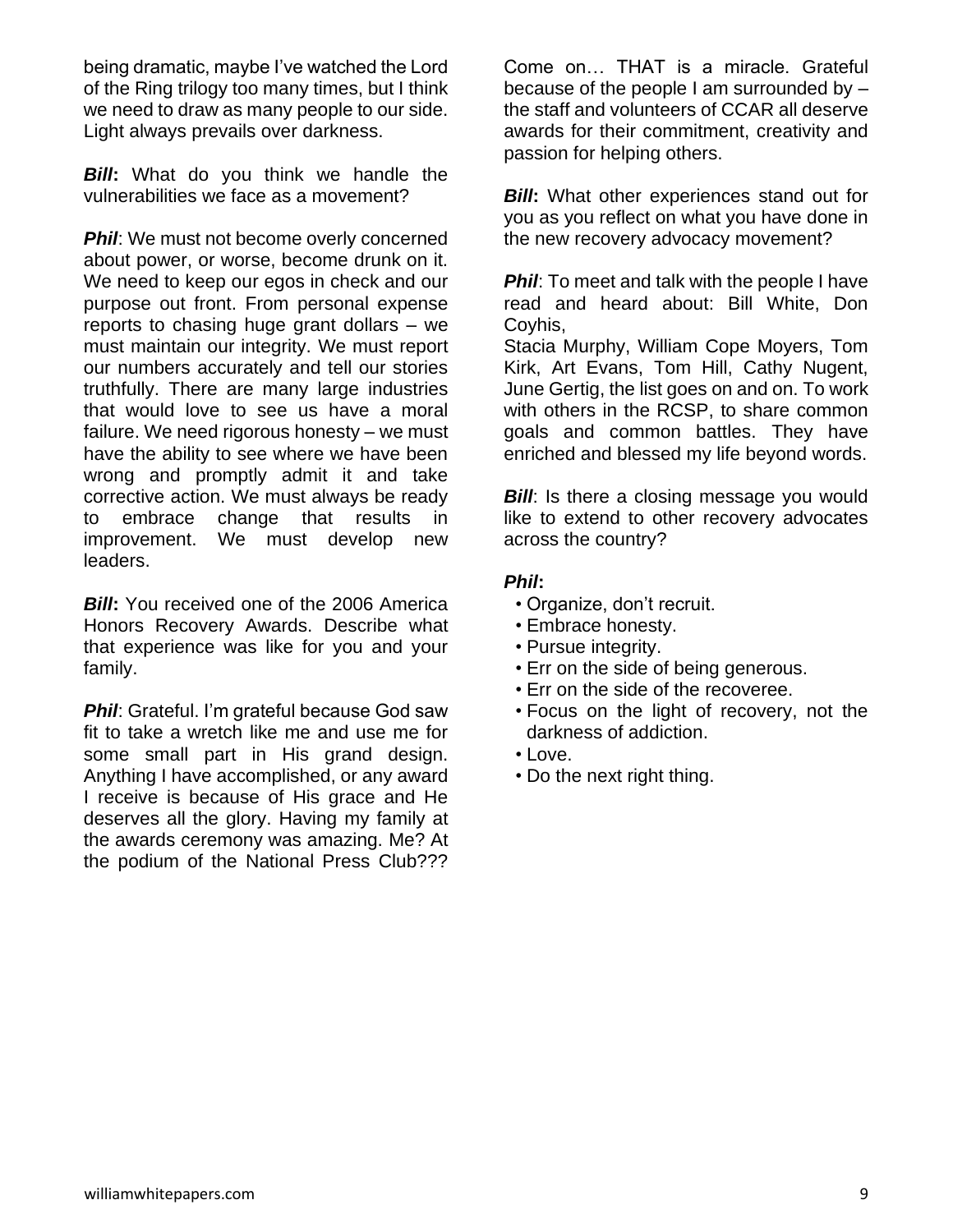being dramatic, maybe I've watched the Lord of the Ring trilogy too many times, but I think we need to draw as many people to our side. Light always prevails over darkness.

***Bill*****:** What do you think we handle the vulnerabilities we face as a movement?

***Phil***: We must not become overly concerned about power, or worse, become drunk on it. We need to keep our egos in check and our purpose out front. From personal expense reports to chasing huge grant dollars – we must maintain our integrity. We must report our numbers accurately and tell our stories truthfully. There are many large industries that would love to see us have a moral failure. We need rigorous honesty – we must have the ability to see where we have been wrong and promptly admit it and take corrective action. We must always be ready to embrace change that results in improvement. We must develop new leaders.

***Bill*****:** You received one of the 2006 America Honors Recovery Awards. Describe what that experience was like for you and your family.

***Phil***: Grateful. I'm grateful because God saw fit to take a wretch like me and use me for some small part in His grand design. Anything I have accomplished, or any award I receive is because of His grace and He deserves all the glory. Having my family at the awards ceremony was amazing. Me? At the podium of the National Press Club??? Come on… THAT is a miracle. Grateful because of the people I am surrounded by – the staff and volunteers of CCAR all deserve awards for their commitment, creativity and passion for helping others.

***Bill*****:** What other experiences stand out for you as you reflect on what you have done in the new recovery advocacy movement?

***Phil***: To meet and talk with the people I have read and heard about: Bill White, Don Coyhis, Stacia Murphy, William Cope Moyers, Tom Kirk, Art Evans, Tom Hill, Cathy Nugent, June Gertig, the list goes on and on. To work with others in the RCSP, to share common goals and common battles. They have enriched and blessed my life beyond words.

***Bill***: Is there a closing message you would like to extend to other recovery advocates across the country?

***Phil*****:**

- Organize, don't recruit.
- Embrace honesty.
- Pursue integrity.
- Err on the side of being generous.
- Err on the side of the recoveree.
- Focus on the light of recovery, not the darkness of addiction.
- Love.
- Do the next right thing.